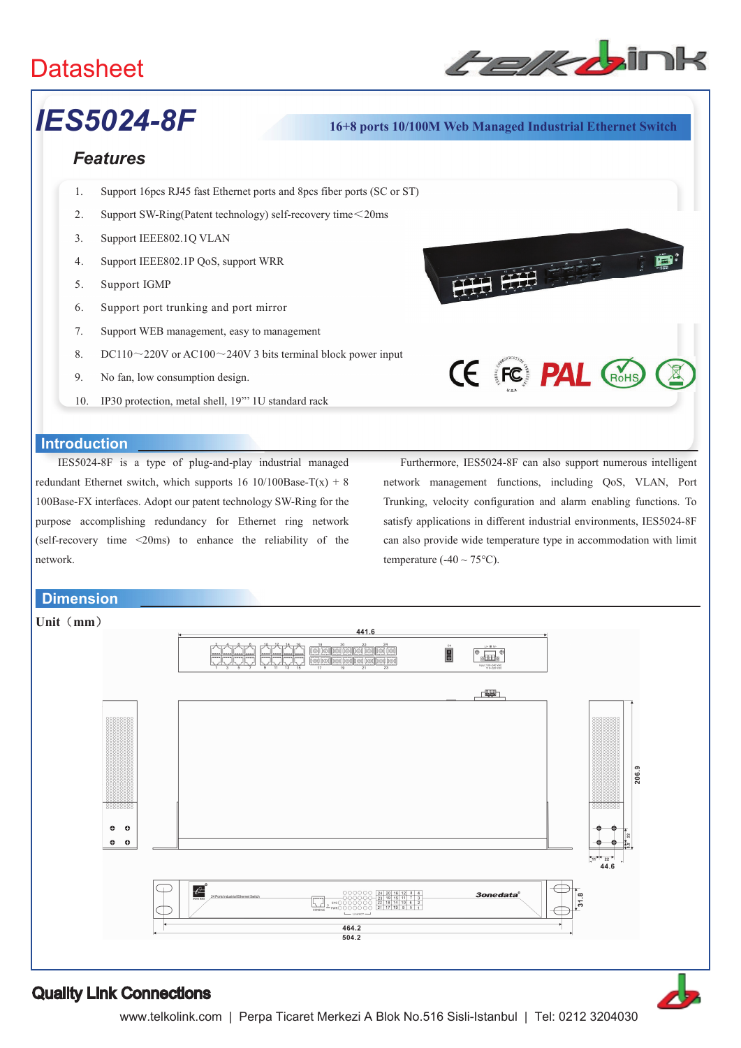Datasheet

# IES5024-8F

**16+8 ports 10/100M Web Managed Industrial Ethernet Switch**

## Features

1. Support 16pcs RJ45 fast Ethernet ports and 8pcs fiber ports (SC or ST)
2. Support SW-Ring(Patent technology) self-recovery time＜20ms
3. Support IEEE802.1Q VLAN
4. Support IEEE802.1P QoS, support WRR
5. Support IGMP
6. Support port trunking and port mirror
7. Support WEB management, easy to management
8. DC110～220V or AC100～240V 3 bits terminal block power input
9. No fan, low consumption design.
10. IP30 protection, metal shell, 19"' 1U standard rack

## Introduction

IES5024-8F is a type of plug-and-play industrial managed redundant Ethernet switch, which supports 16 10/100Base-T(x) + 8 100Base-FX interfaces. Adopt our patent technology SW-Ring for the purpose accomplishing redundancy for Ethernet ring network (self-recovery time <20ms) to enhance the reliability of the network.

Furthermore, IES5024-8F can also support numerous intelligent network management functions, including QoS, VLAN, Port Trunking, velocity configuration and alarm enabling functions. To satisfy applications in different industrial environments, IES5024-8F can also provide wide temperature type in accommodation with limit temperature (-40 ~ 75°C).

## Dimension

**Unit（mm）**

**Quality Link Connections**

www.telkolink.com | Perpa Ticaret Merkezi A Blok No.516 Sisli-Istanbul | Tel: 0212 3204030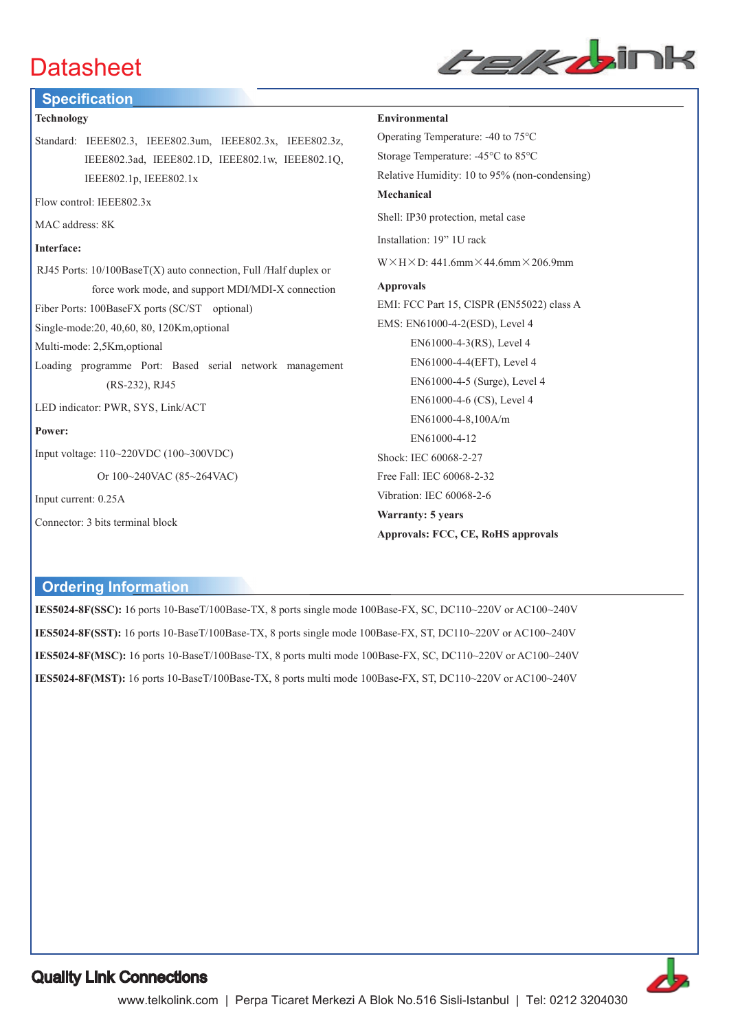# Datasheet

## Specification

**Technology**

Standard: IEEE802.3, IEEE802.3um, IEEE802.3x, IEEE802.3z, IEEE802.3ad, IEEE802.1D, IEEE802.1w, IEEE802.1Q, IEEE802.1p, IEEE802.1x

Flow control: IEEE802.3x

MAC address: 8K

**Interface:**

RJ45 Ports: 10/100BaseT(X) auto connection, Full /Half duplex or force work mode, and support MDI/MDI-X connection

Fiber Ports: 100BaseFX ports (SC/ST optional)

Single-mode:20, 40,60, 80, 120Km,optional

Multi-mode: 2,5Km,optional

Loading programme Port: Based serial network management (RS-232), RJ45

LED indicator: PWR, SYS, Link/ACT

**Power:**

Input voltage: 110~220VDC (100~300VDC)

Or 100~240VAC (85~264VAC)

Input current: 0.25A

Connector: 3 bits terminal block

**Environmental**

Operating Temperature: -40 to 75°C

Storage Temperature: -45°C to 85°C

Relative Humidity: 10 to 95% (non-condensing)

**Mechanical**

Shell: IP30 protection, metal case

Installation: 19” 1U rack

W×H×D: 441.6mm×44.6mm×206.9mm

**Approvals**

EMI: FCC Part 15, CISPR (EN55022) class A

EMS: EN61000-4-2(ESD), Level 4

EN61000-4-3(RS), Level 4

EN61000-4-4(EFT), Level 4

EN61000-4-5 (Surge), Level 4

EN61000-4-6 (CS), Level 4

EN61000-4-8,100A/m

EN61000-4-12

Shock: IEC 60068-2-27

Free Fall: IEC 60068-2-32

Vibration: IEC 60068-2-6

**Warranty: 5 years**

**Approvals: FCC, CE, RoHS approvals**

## Ordering Information

**IES5024-8F(SSC):** 16 ports 10-BaseT/100Base-TX, 8 ports single mode 100Base-FX, SC, DC110~220V or AC100~240V

**IES5024-8F(SST):** 16 ports 10-BaseT/100Base-TX, 8 ports single mode 100Base-FX, ST, DC110~220V or AC100~240V

**IES5024-8F(MSC):** 16 ports 10-BaseT/100Base-TX, 8 ports multi mode 100Base-FX, SC, DC110~220V or AC100~240V

**IES5024-8F(MST):** 16 ports 10-BaseT/100Base-TX, 8 ports multi mode 100Base-FX, ST, DC110~220V or AC100~240V

**Quality Link Connections**

www.telkolink.com | Perpa Ticaret Merkezi A Blok No.516 Sisli-Istanbul | Tel: 0212 3204030